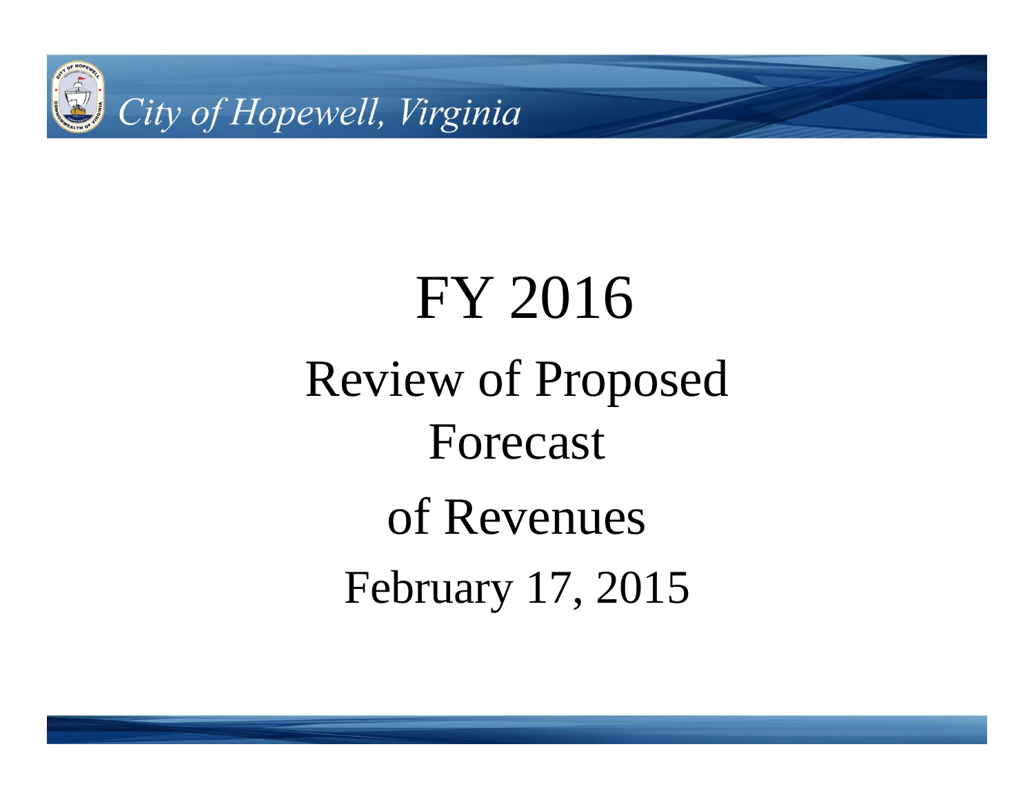City of Hopewell, Virginia

# FY 2016

## Review of Proposed Forecast of Revenues

February 17, 2015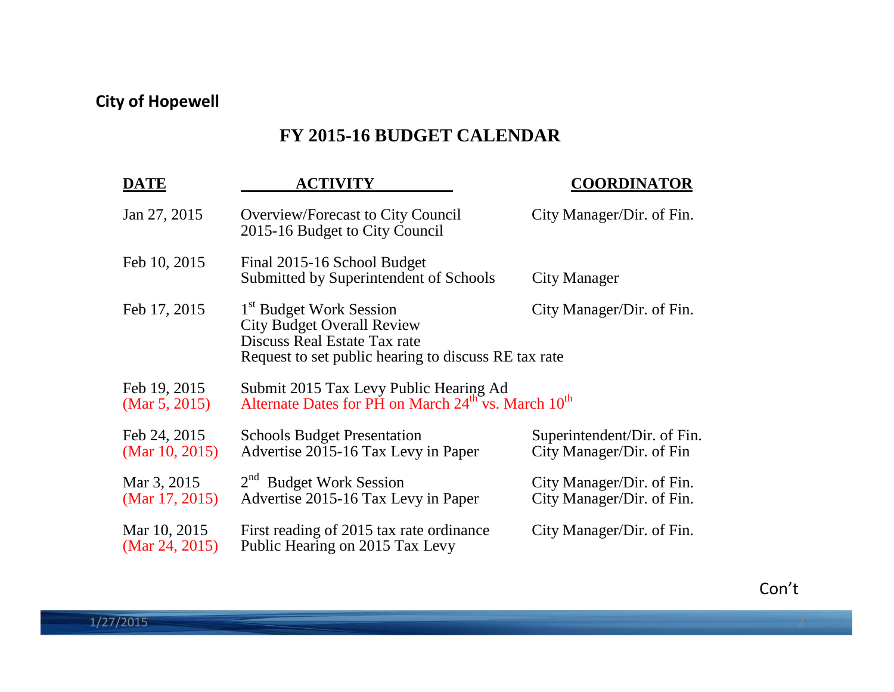**City of Hopewell**

# FY 2015-16 BUDGET CALENDAR

| DATE | ACTIVITY | COORDINATOR |
| --- | --- | --- |
| Jan 27, 2015 | Overview/Forecast to City Council<br>2015-16 Budget to City Council | City Manager/Dir. of Fin. |
| Feb 10, 2015 | Final 2015-16 School Budget<br>Submitted by Superintendent of Schools | City Manager |
| Feb 17, 2015 | 1st Budget Work Session<br>City Budget Overall Review<br>Discuss Real Estate Tax rate<br>Request to set public hearing to discuss RE tax rate | City Manager/Dir. of Fin. |
| Feb 19, 2015<br>(Mar 5, 2015) | Submit 2015 Tax Levy Public Hearing Ad<br>Alternate Dates for PH on March 24th vs. March 10th | |
| Feb 24, 2015<br>(Mar 10, 2015) | Schools Budget Presentation<br>Advertise 2015-16 Tax Levy in Paper | Superintendent/Dir. of Fin.<br>City Manager/Dir. of Fin |
| Mar 3, 2015<br>(Mar 17, 2015) | 2nd Budget Work Session<br>Advertise 2015-16 Tax Levy in Paper | City Manager/Dir. of Fin.<br>City Manager/Dir. of Fin. |
| Mar 10, 2015<br>(Mar 24, 2015) | First reading of 2015 tax rate ordinance<br>Public Hearing on 2015 Tax Levy | City Manager/Dir. of Fin. |

Con't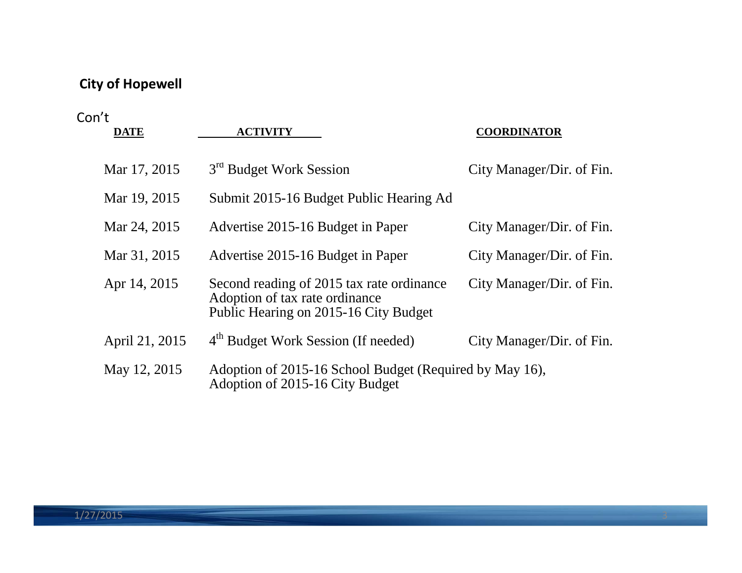**City of Hopewell**

Con't

| DATE | ACTIVITY | COORDINATOR |
|---|---|---|
| Mar 17, 2015 | 3rd Budget Work Session | City Manager/Dir. of Fin. |
| Mar 19, 2015 | Submit 2015-16 Budget Public Hearing Ad | |
| Mar 24, 2015 | Advertise 2015-16 Budget in Paper | City Manager/Dir. of Fin. |
| Mar 31, 2015 | Advertise 2015-16 Budget in Paper | City Manager/Dir. of Fin. |
| Apr 14, 2015 | Second reading of 2015 tax rate ordinance<br>Adoption of tax rate ordinance<br>Public Hearing on 2015-16 City Budget | City Manager/Dir. of Fin. |
| April 21, 2015 | 4th Budget Work Session (If needed) | City Manager/Dir. of Fin. |
| May 12, 2015 | Adoption of 2015-16 School Budget (Required by May 16),<br>Adoption of 2015-16 City Budget | |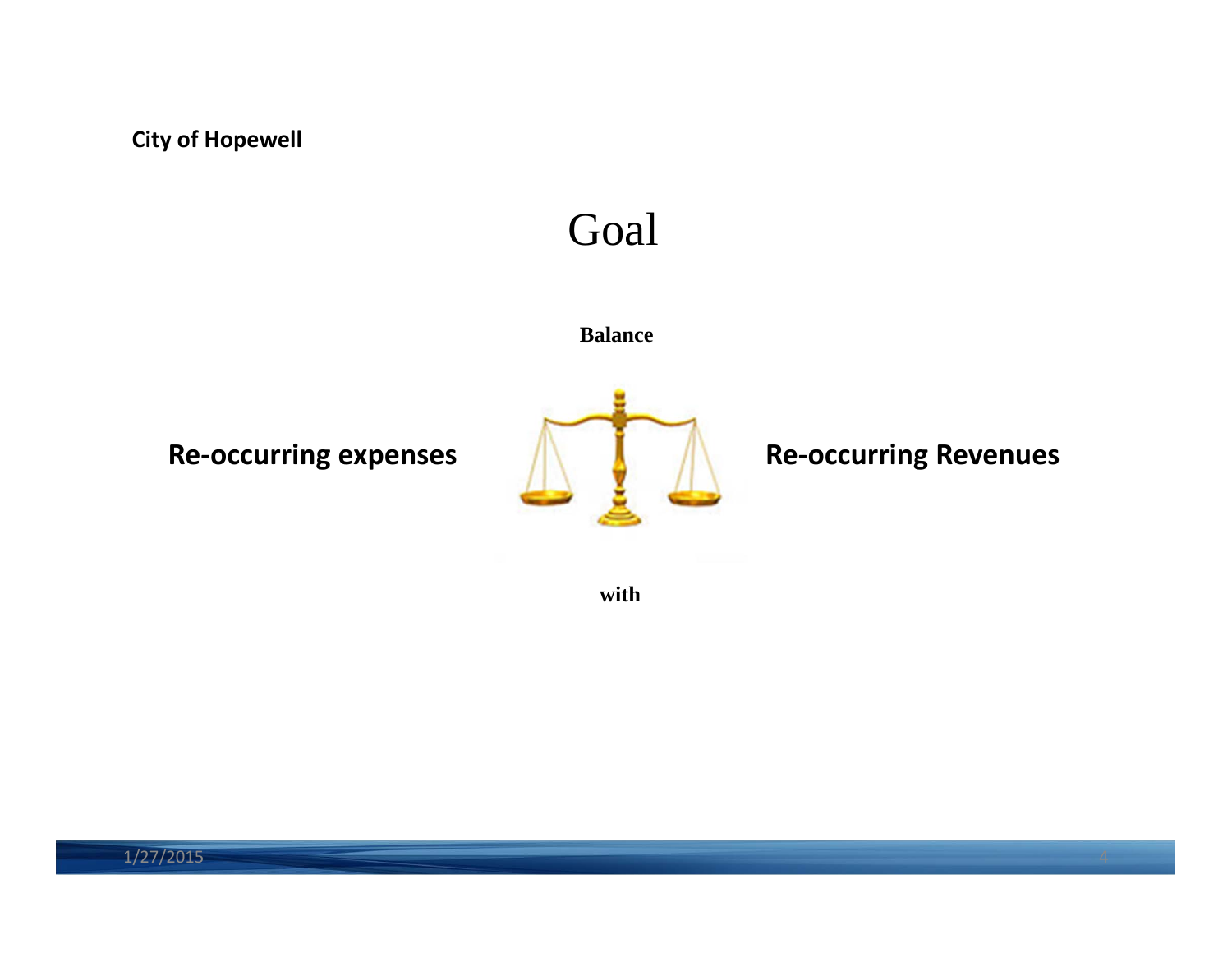**City of Hopewell**

# Goal

**Balance**

**Re-occurring expenses**

**Re-occurring Revenues**

**with**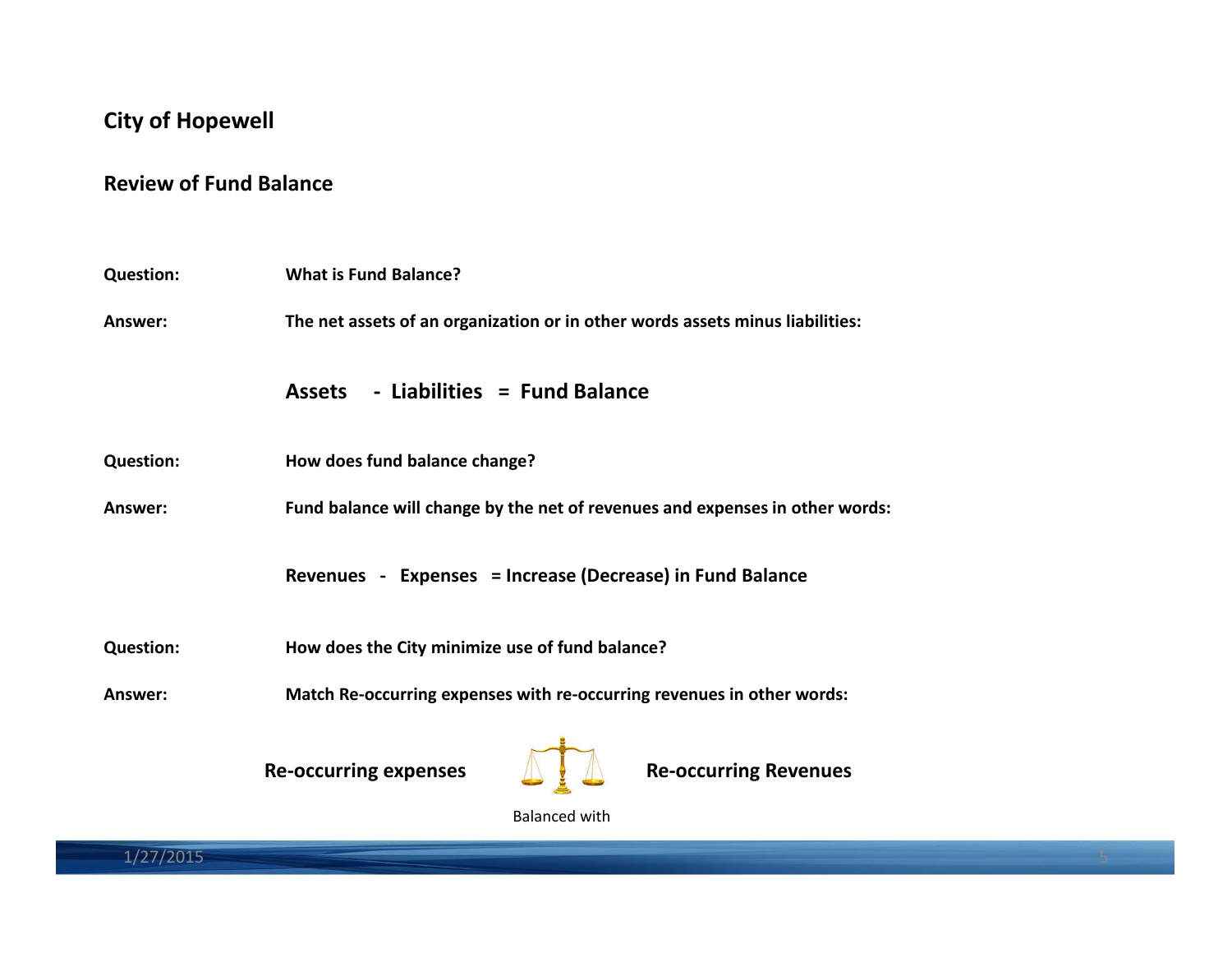**City of Hopewell**

**Review of Fund Balance**

**Question:** **What is Fund Balance?**

**Answer:** **The net assets of an organization or in other words assets minus liabilities:**

**Assets - Liabilities = Fund Balance**

**Question:** **How does fund balance change?**

**Answer:** **Fund balance will change by the net of revenues and expenses in other words:**

**Revenues - Expenses = Increase (Decrease) in Fund Balance**

**Question:** **How does the City minimize use of fund balance?**

**Answer:** **Match Re-occurring expenses with re-occurring revenues in other words:**

**Re-occurring expenses** — Balanced with — **Re-occurring Revenues**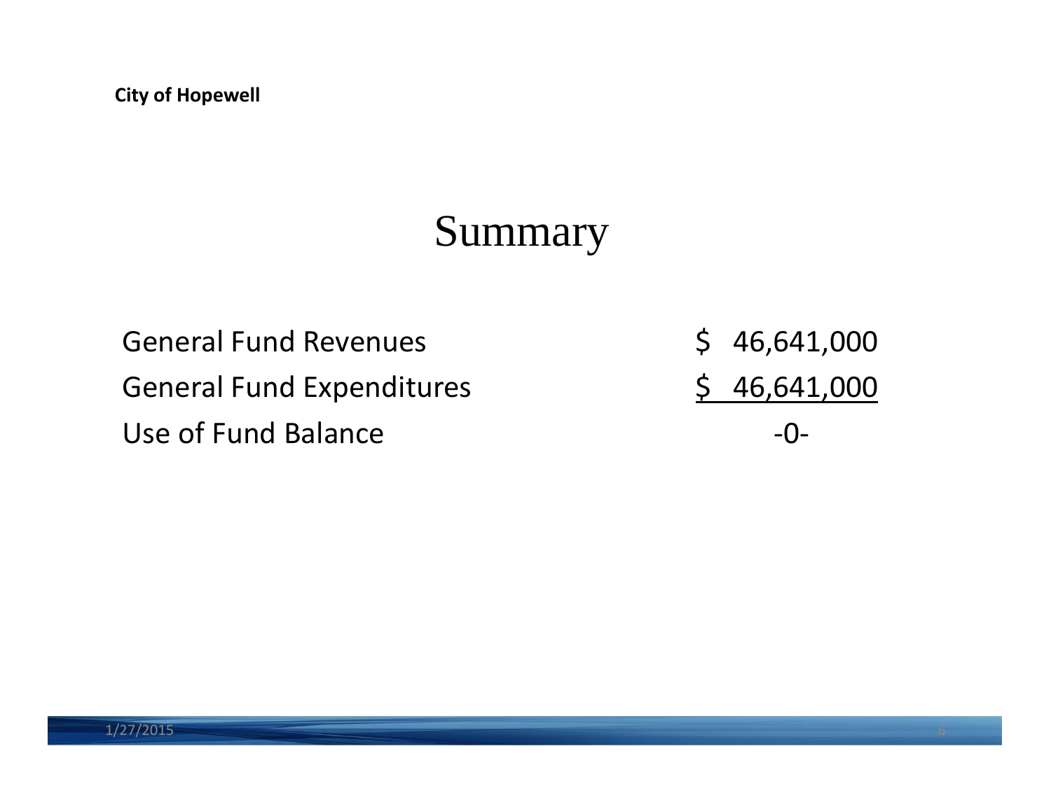# Summary

| | |
|---|---|
| General Fund Revenues | $ 46,641,000 |
| General Fund Expenditures | $ 46,641,000 |
| Use of Fund Balance | -0- |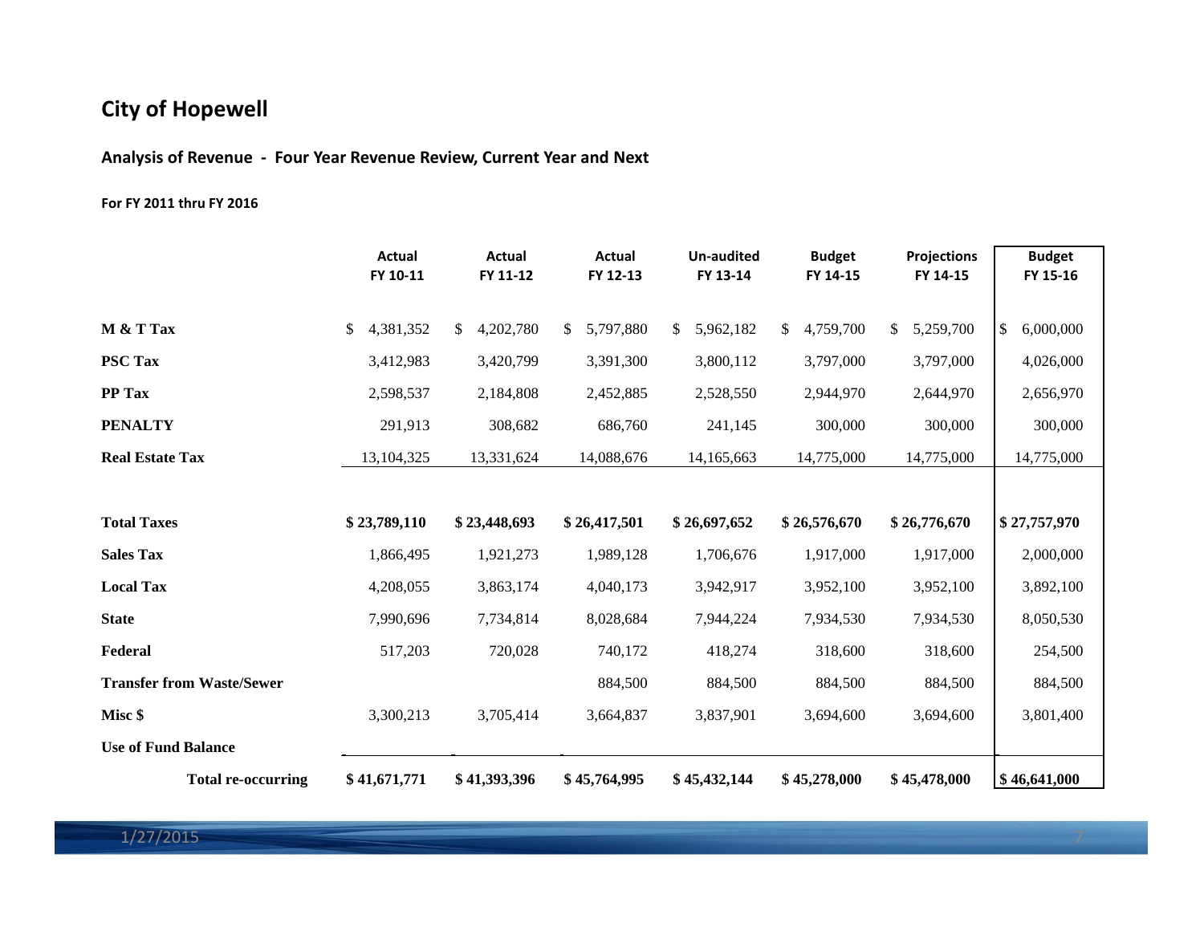# City of Hopewell

## Analysis of Revenue - Four Year Revenue Review, Current Year and Next

**For FY 2011 thru FY 2016**

| | Actual FY 10-11 | Actual FY 11-12 | Actual FY 12-13 | Un-audited FY 13-14 | Budget FY 14-15 | Projections FY 14-15 | Budget FY 15-16 |
|---|---|---|---|---|---|---|---|
| **M & T Tax** | $ 4,381,352 | $ 4,202,780 | $ 5,797,880 | $ 5,962,182 | $ 4,759,700 | $ 5,259,700 | $ 6,000,000 |
| **PSC Tax** | 3,412,983 | 3,420,799 | 3,391,300 | 3,800,112 | 3,797,000 | 3,797,000 | 4,026,000 |
| **PP Tax** | 2,598,537 | 2,184,808 | 2,452,885 | 2,528,550 | 2,944,970 | 2,644,970 | 2,656,970 |
| **PENALTY** | 291,913 | 308,682 | 686,760 | 241,145 | 300,000 | 300,000 | 300,000 |
| **Real Estate Tax** | 13,104,325 | 13,331,624 | 14,088,676 | 14,165,663 | 14,775,000 | 14,775,000 | 14,775,000 |
| **Total Taxes** | **$ 23,789,110** | **$ 23,448,693** | **$ 26,417,501** | **$ 26,697,652** | **$ 26,576,670** | **$ 26,776,670** | **$ 27,757,970** |
| **Sales Tax** | 1,866,495 | 1,921,273 | 1,989,128 | 1,706,676 | 1,917,000 | 1,917,000 | 2,000,000 |
| **Local Tax** | 4,208,055 | 3,863,174 | 4,040,173 | 3,942,917 | 3,952,100 | 3,952,100 | 3,892,100 |
| **State** | 7,990,696 | 7,734,814 | 8,028,684 | 7,944,224 | 7,934,530 | 7,934,530 | 8,050,530 |
| **Federal** | 517,203 | 720,028 | 740,172 | 418,274 | 318,600 | 318,600 | 254,500 |
| **Transfer from Waste/Sewer** | | | 884,500 | 884,500 | 884,500 | 884,500 | 884,500 |
| **Misc $** | 3,300,213 | 3,705,414 | 3,664,837 | 3,837,901 | 3,694,600 | 3,694,600 | 3,801,400 |
| **Use of Fund Balance** | - | - | - | | | | - |
| **Total re-occurring** | **$ 41,671,771** | **$ 41,393,396** | **$ 45,764,995** | **$ 45,432,144** | **$ 45,278,000** | **$ 45,478,000** | **$ 46,641,000** |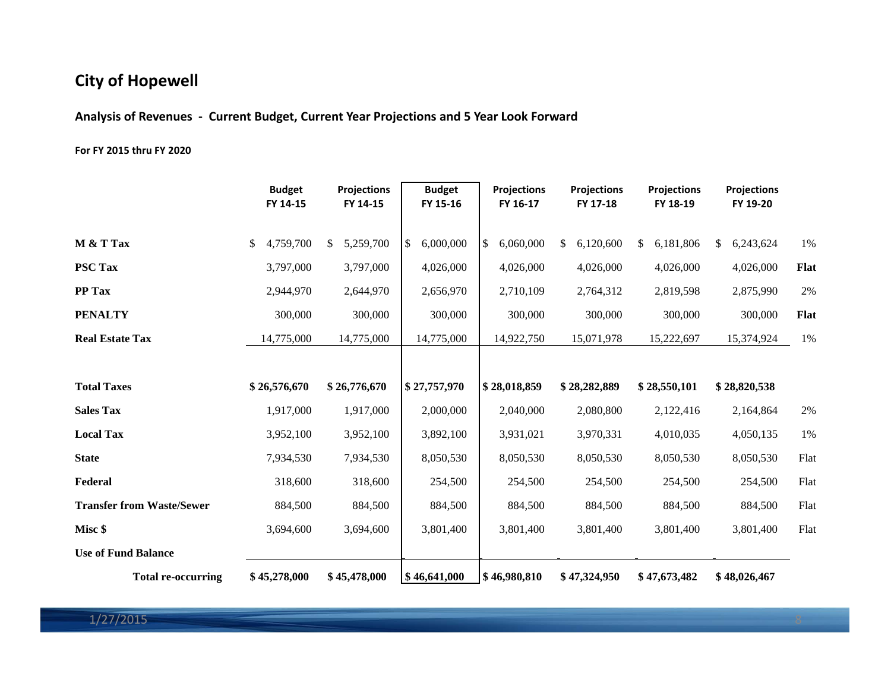## City of Hopewell

### Analysis of Revenues - Current Budget, Current Year Projections and 5 Year Look Forward

**For FY 2015 thru FY 2020**

| | Budget FY 14-15 | Projections FY 14-15 | Budget FY 15-16 | Projections FY 16-17 | Projections FY 17-18 | Projections FY 18-19 | Projections FY 19-20 | |
|---|---|---|---|---|---|---|---|---|
| **M & T Tax** | $ 4,759,700 | $ 5,259,700 | $ 6,000,000 | $ 6,060,000 | $ 6,120,600 | $ 6,181,806 | $ 6,243,624 | 1% |
| **PSC Tax** | 3,797,000 | 3,797,000 | 4,026,000 | 4,026,000 | 4,026,000 | 4,026,000 | 4,026,000 | **Flat** |
| **PP Tax** | 2,944,970 | 2,644,970 | 2,656,970 | 2,710,109 | 2,764,312 | 2,819,598 | 2,875,990 | 2% |
| **PENALTY** | 300,000 | 300,000 | 300,000 | 300,000 | 300,000 | 300,000 | 300,000 | **Flat** |
| **Real Estate Tax** | 14,775,000 | 14,775,000 | 14,775,000 | 14,922,750 | 15,071,978 | 15,222,697 | 15,374,924 | 1% |
| **Total Taxes** | **$ 26,576,670** | **$ 26,776,670** | **$ 27,757,970** | **$ 28,018,859** | **$ 28,282,889** | **$ 28,550,101** | **$ 28,820,538** | |
| **Sales Tax** | 1,917,000 | 1,917,000 | 2,000,000 | 2,040,000 | 2,080,800 | 2,122,416 | 2,164,864 | 2% |
| **Local Tax** | 3,952,100 | 3,952,100 | 3,892,100 | 3,931,021 | 3,970,331 | 4,010,035 | 4,050,135 | 1% |
| **State** | 7,934,530 | 7,934,530 | 8,050,530 | 8,050,530 | 8,050,530 | 8,050,530 | 8,050,530 | Flat |
| **Federal** | 318,600 | 318,600 | 254,500 | 254,500 | 254,500 | 254,500 | 254,500 | Flat |
| **Transfer from Waste/Sewer** | 884,500 | 884,500 | 884,500 | 884,500 | 884,500 | 884,500 | 884,500 | Flat |
| **Misc $** | 3,694,600 | 3,694,600 | 3,801,400 | 3,801,400 | 3,801,400 | 3,801,400 | 3,801,400 | Flat |
| **Use of Fund Balance** | | | | | | | | |
| **Total re-occurring** | **$ 45,278,000** | **$ 45,478,000** | **$ 46,641,000** | **$ 46,980,810** | **$ 47,324,950** | **$ 47,673,482** | **$ 48,026,467** | |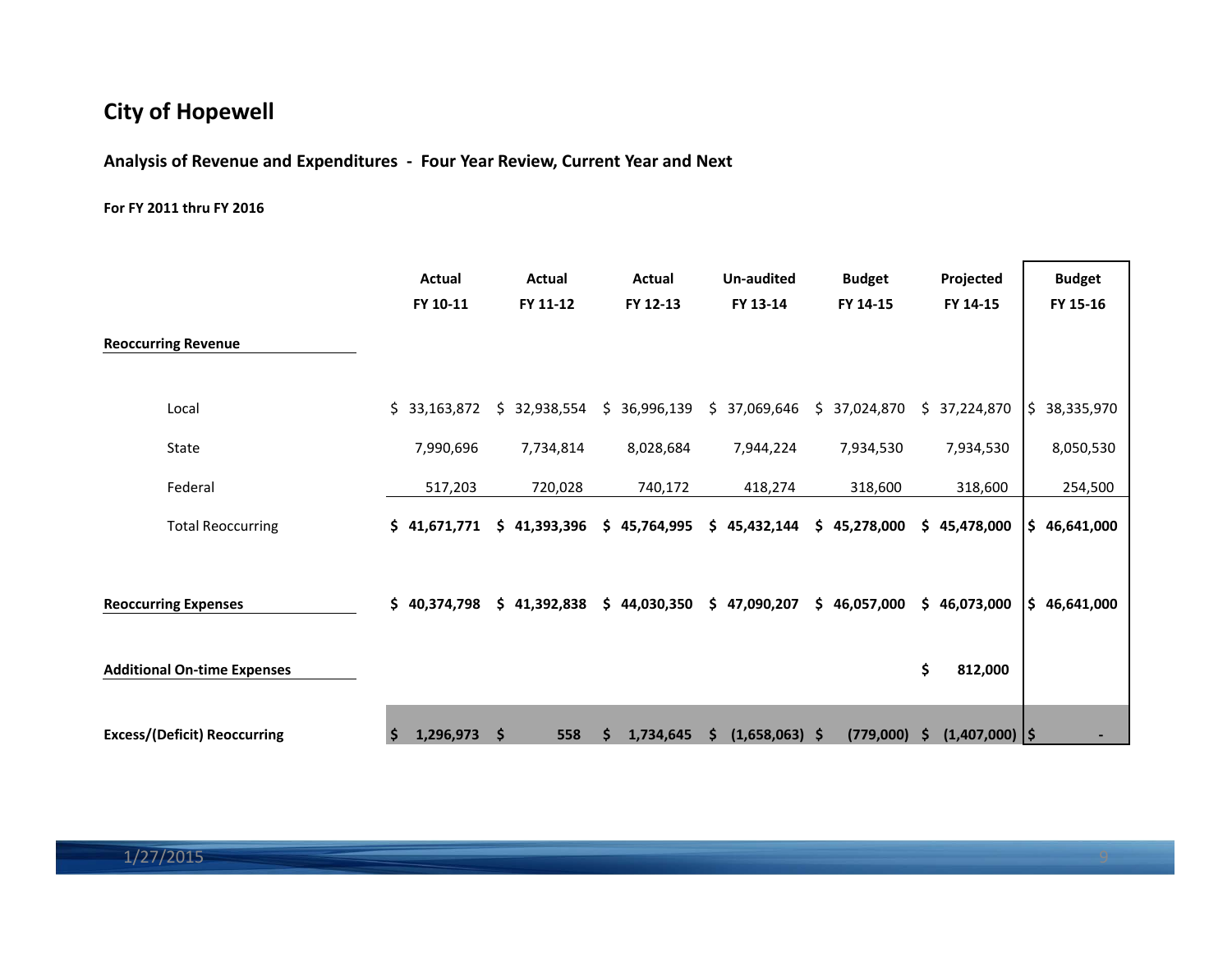## City of Hopewell

### Analysis of Revenue and Expenditures - Four Year Review, Current Year and Next

**For FY 2011 thru FY 2016**

| | Actual FY 10-11 | Actual FY 11-12 | Actual FY 12-13 | Un-audited FY 13-14 | Budget FY 14-15 | Projected FY 14-15 | Budget FY 15-16 |
|---|---|---|---|---|---|---|---|
| **Reoccurring Revenue** | | | | | | | |
| Local | $ 33,163,872 | $ 32,938,554 | $ 36,996,139 | $ 37,069,646 | $ 37,024,870 | $ 37,224,870 | $ 38,335,970 |
| State | 7,990,696 | 7,734,814 | 8,028,684 | 7,944,224 | 7,934,530 | 7,934,530 | 8,050,530 |
| Federal | 517,203 | 720,028 | 740,172 | 418,274 | 318,600 | 318,600 | 254,500 |
| Total Reoccurring | **$ 41,671,771** | **$ 41,393,396** | **$ 45,764,995** | **$ 45,432,144** | **$ 45,278,000** | **$ 45,478,000** | **$ 46,641,000** |
| **Reoccurring Expenses** | **$ 40,374,798** | **$ 41,392,838** | **$ 44,030,350** | **$ 47,090,207** | **$ 46,057,000** | **$ 46,073,000** | **$ 46,641,000** |
| **Additional On-time Expenses** | | | | | | **$ 812,000** | |
| **Excess/(Deficit) Reoccurring** | **$ 1,296,973** | **$ 558** | **$ 1,734,645** | **$ (1,658,063)** | **$ (779,000)** | **$ (1,407,000)** | **$ -** |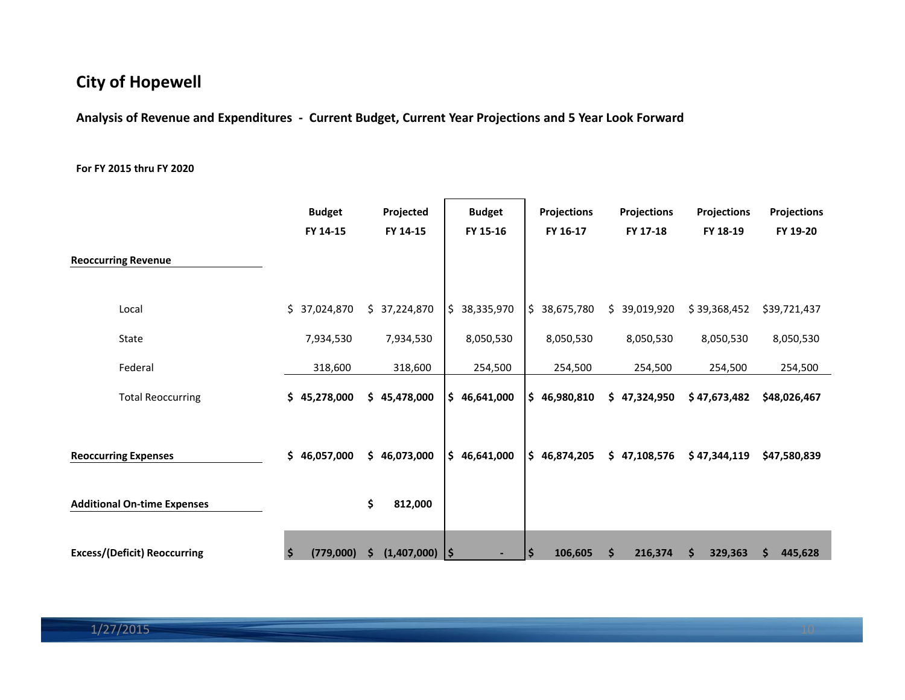## City of Hopewell

### Analysis of Revenue and Expenditures - Current Budget, Current Year Projections and 5 Year Look Forward

**For FY 2015 thru FY 2020**

| | Budget FY 14-15 | Projected FY 14-15 | Budget FY 15-16 | Projections FY 16-17 | Projections FY 17-18 | Projections FY 18-19 | Projections FY 19-20 |
|---|---|---|---|---|---|---|---|
| **Reoccurring Revenue** | | | | | | | |
| Local | $ 37,024,870 | $ 37,224,870 | $ 38,335,970 | $ 38,675,780 | $ 39,019,920 | $ 39,368,452 | $39,721,437 |
| State | 7,934,530 | 7,934,530 | 8,050,530 | 8,050,530 | 8,050,530 | 8,050,530 | 8,050,530 |
| Federal | 318,600 | 318,600 | 254,500 | 254,500 | 254,500 | 254,500 | 254,500 |
| Total Reoccurring | **$ 45,278,000** | **$ 45,478,000** | **$ 46,641,000** | **$ 46,980,810** | **$ 47,324,950** | **$ 47,673,482** | **$48,026,467** |
| **Reoccurring Expenses** | **$ 46,057,000** | **$ 46,073,000** | **$ 46,641,000** | **$ 46,874,205** | **$ 47,108,576** | **$ 47,344,119** | **$47,580,839** |
| **Additional On-time Expenses** | | **$ 812,000** | | | | | |
| **Excess/(Deficit) Reoccurring** | **$ (779,000)** | **$ (1,407,000)** | **$ -** | **$ 106,605** | **$ 216,374** | **$ 329,363** | **$ 445,628** |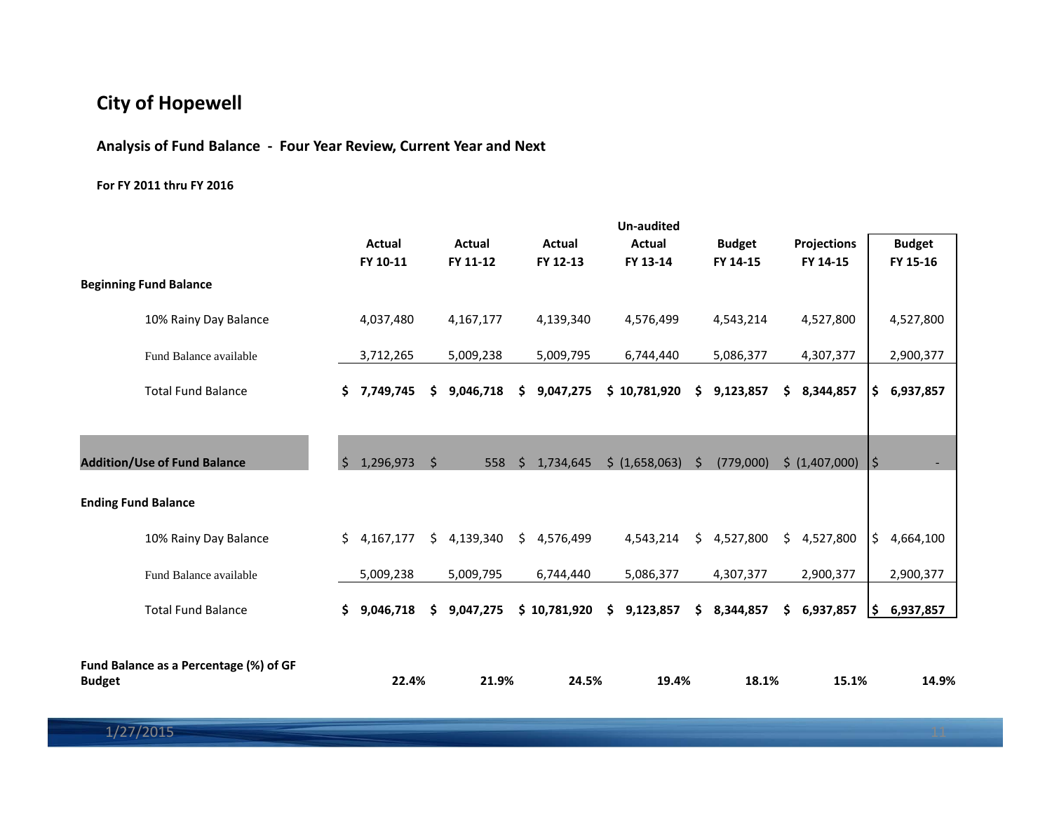# City of Hopewell

## Analysis of Fund Balance - Four Year Review, Current Year and Next

**For FY 2011 thru FY 2016**

| | Actual FY 10-11 | Actual FY 11-12 | Actual FY 12-13 | Un-audited Actual FY 13-14 | Budget FY 14-15 | Projections FY 14-15 | Budget FY 15-16 |
|---|---|---|---|---|---|---|---|
| **Beginning Fund Balance** | | | | | | | |
| 10% Rainy Day Balance | 4,037,480 | 4,167,177 | 4,139,340 | 4,576,499 | 4,543,214 | 4,527,800 | 4,527,800 |
| Fund Balance available | 3,712,265 | 5,009,238 | 5,009,795 | 6,744,440 | 5,086,377 | 4,307,377 | 2,900,377 |
| Total Fund Balance | **$ 7,749,745** | **$ 9,046,718** | **$ 9,047,275** | **$ 10,781,920** | **$ 9,123,857** | **$ 8,344,857** | **$ 6,937,857** |
| **Addition/Use of Fund Balance** | $ 1,296,973 | $ 558 | $ 1,734,645 | $ (1,658,063) | $ (779,000) | $ (1,407,000) | $ - |
| **Ending Fund Balance** | | | | | | | |
| 10% Rainy Day Balance | $ 4,167,177 | $ 4,139,340 | $ 4,576,499 | 4,543,214 | $ 4,527,800 | $ 4,527,800 | $ 4,664,100 |
| Fund Balance available | 5,009,238 | 5,009,795 | 6,744,440 | 5,086,377 | 4,307,377 | 2,900,377 | 2,900,377 |
| Total Fund Balance | **$ 9,046,718** | **$ 9,047,275** | **$ 10,781,920** | **$ 9,123,857** | **$ 8,344,857** | **$ 6,937,857** | **$ 6,937,857** |
| **Fund Balance as a Percentage (%) of GF Budget** | **22.4%** | **21.9%** | **24.5%** | **19.4%** | **18.1%** | **15.1%** | **14.9%** |

1/27/2015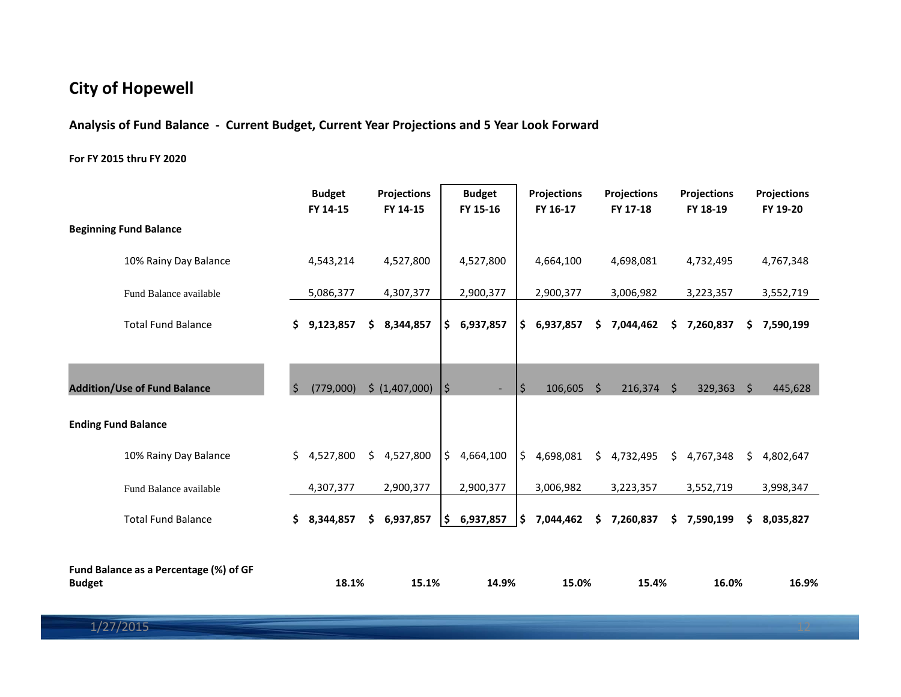# City of Hopewell

## Analysis of Fund Balance - Current Budget, Current Year Projections and 5 Year Look Forward

**For FY 2015 thru FY 2020**

| | Budget FY 14-15 | Projections FY 14-15 | Budget FY 15-16 | Projections FY 16-17 | Projections FY 17-18 | Projections FY 18-19 | Projections FY 19-20 |
|---|---|---|---|---|---|---|---|
| **Beginning Fund Balance** | | | | | | | |
| 10% Rainy Day Balance | 4,543,214 | 4,527,800 | 4,527,800 | 4,664,100 | 4,698,081 | 4,732,495 | 4,767,348 |
| Fund Balance available | 5,086,377 | 4,307,377 | 2,900,377 | 2,900,377 | 3,006,982 | 3,223,357 | 3,552,719 |
| Total Fund Balance | **$ 9,123,857** | **$ 8,344,857** | **$ 6,937,857** | **$ 6,937,857** | **$ 7,044,462** | **$ 7,260,837** | **$ 7,590,199** |
| **Addition/Use of Fund Balance** | $ (779,000) | $ (1,407,000) | $ - | $ 106,605 | $ 216,374 | $ 329,363 | $ 445,628 |
| **Ending Fund Balance** | | | | | | | |
| 10% Rainy Day Balance | $ 4,527,800 | $ 4,527,800 | $ 4,664,100 | $ 4,698,081 | $ 4,732,495 | $ 4,767,348 | $ 4,802,647 |
| Fund Balance available | 4,307,377 | 2,900,377 | 2,900,377 | 3,006,982 | 3,223,357 | 3,552,719 | 3,998,347 |
| Total Fund Balance | **$ 8,344,857** | **$ 6,937,857** | **$ 6,937,857** | **$ 7,044,462** | **$ 7,260,837** | **$ 7,590,199** | **$ 8,035,827** |
| **Fund Balance as a Percentage (%) of GF Budget** | **18.1%** | **15.1%** | **14.9%** | **15.0%** | **15.4%** | **16.0%** | **16.9%** |

1/27/2015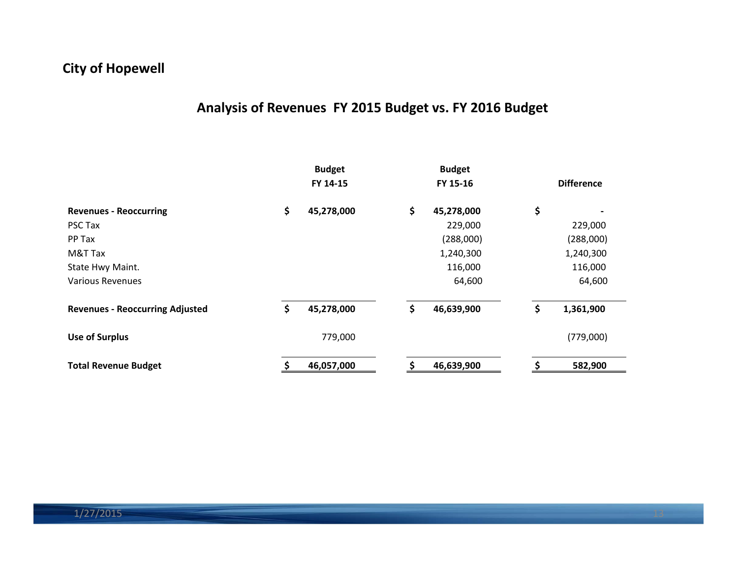**City of Hopewell**

## Analysis of Revenues FY 2015 Budget vs. FY 2016 Budget

| | Budget FY 14-15 | Budget FY 15-16 | Difference |
|---|---|---|---|
| **Revenues - Reoccurring** | **$ 45,278,000** | **$ 45,278,000** | **$ -** |
| PSC Tax | | 229,000 | 229,000 |
| PP Tax | | (288,000) | (288,000) |
| M&T Tax | | 1,240,300 | 1,240,300 |
| State Hwy Maint. | | 116,000 | 116,000 |
| Various Revenues | | 64,600 | 64,600 |
| **Revenues - Reoccurring Adjusted** | **$ 45,278,000** | **$ 46,639,900** | **$ 1,361,900** |
| **Use of Surplus** | 779,000 | | (779,000) |
| **Total Revenue Budget** | **$ 46,057,000** | **$ 46,639,900** | **$ 582,900** |

1/27/2015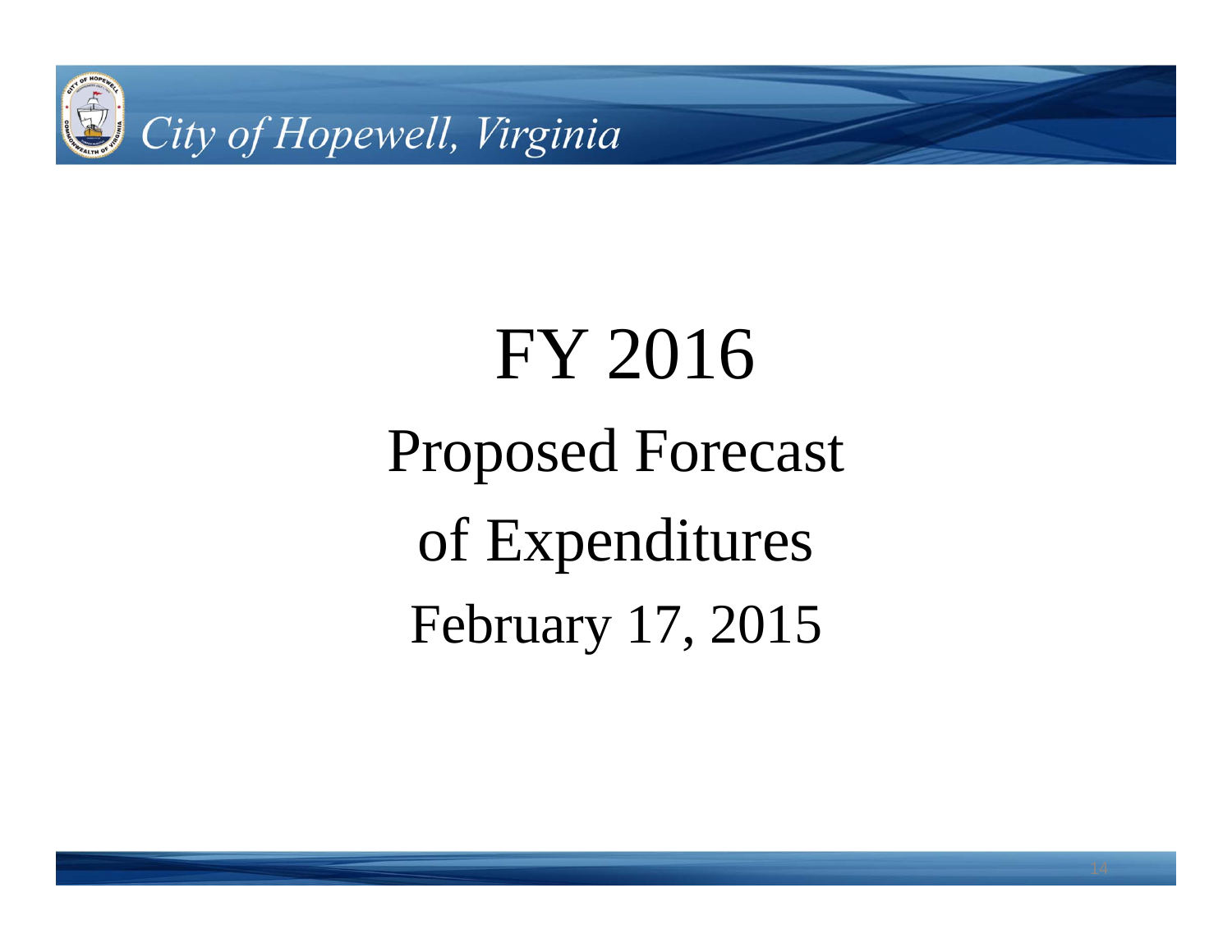# FY 2016

## Proposed Forecast of Expenditures

February 17, 2015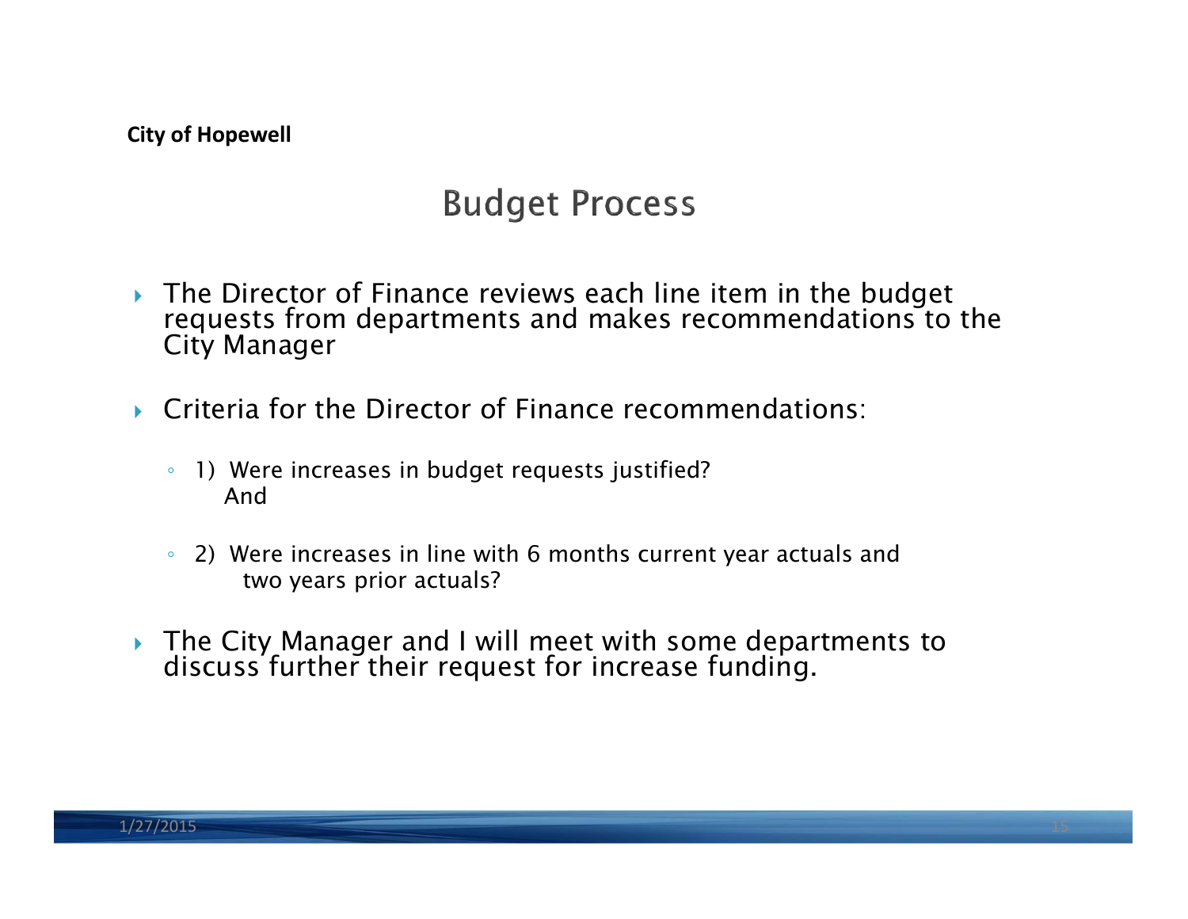City of Hopewell

# Budget Process

- The Director of Finance reviews each line item in the budget requests from departments and makes recommendations to the City Manager

- Criteria for the Director of Finance recommendations:

  - 1) Were increases in budget requests justified?
    And

  - 2) Were increases in line with 6 months current year actuals and two years prior actuals?

- The City Manager and I will meet with some departments to discuss further their request for increase funding.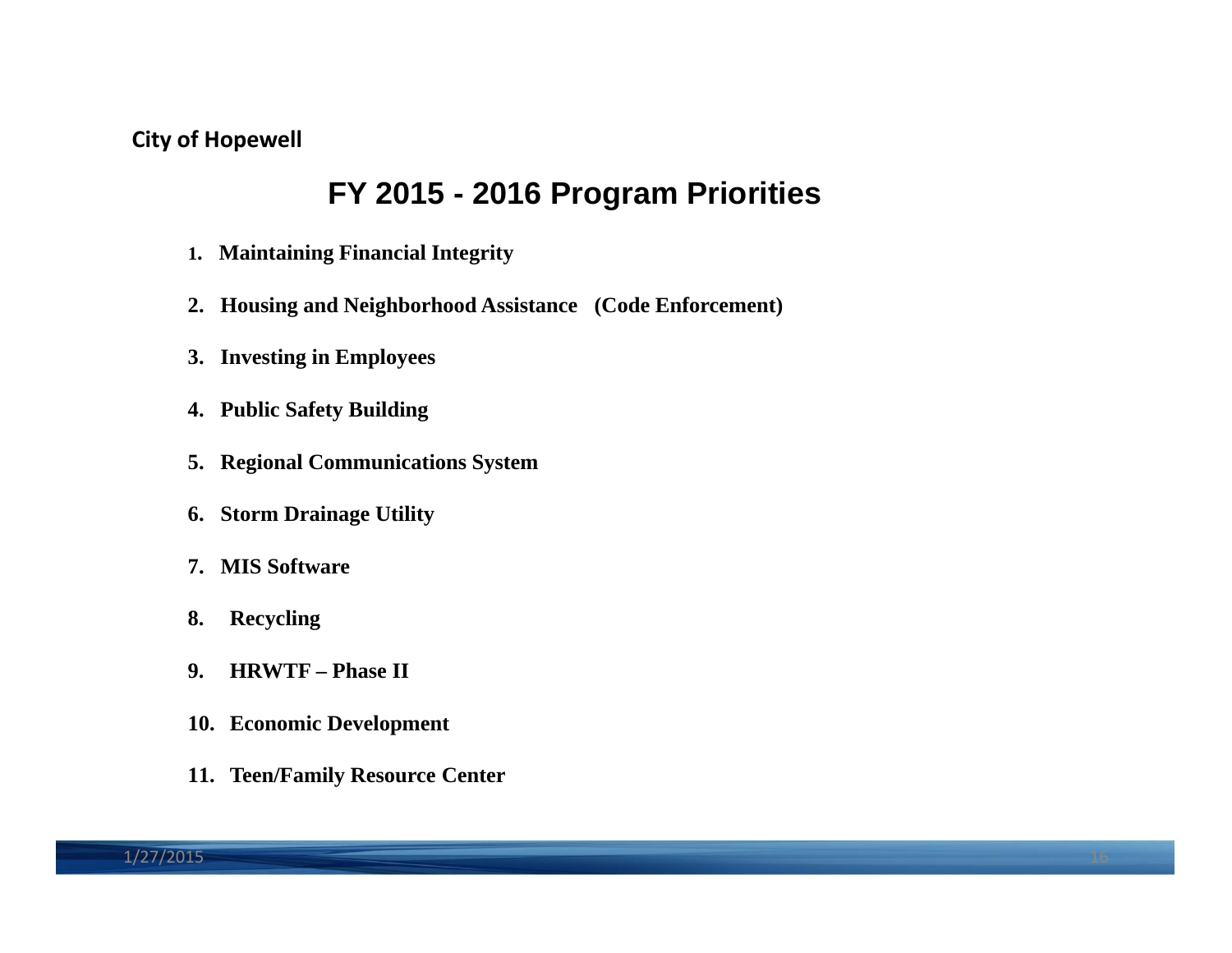City of Hopewell

# FY 2015 - 2016 Program Priorities

1. **Maintaining Financial Integrity**
2. **Housing and Neighborhood Assistance (Code Enforcement)**
3. **Investing in Employees**
4. **Public Safety Building**
5. **Regional Communications System**
6. **Storm Drainage Utility**
7. **MIS Software**
8. **Recycling**
9. **HRWTF – Phase II**
10. **Economic Development**
11. **Teen/Family Resource Center**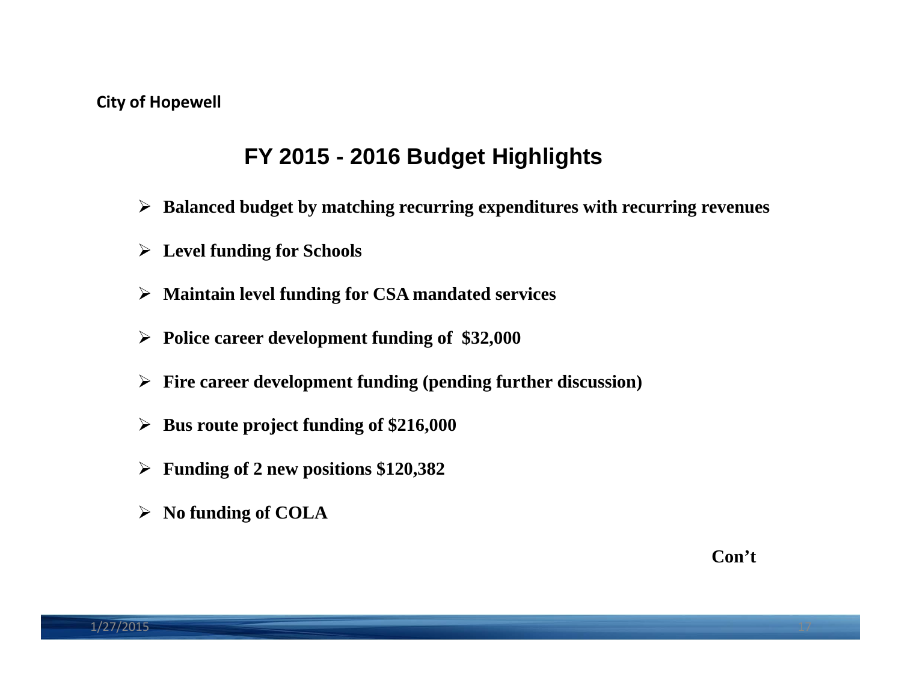City of Hopewell

# FY 2015 - 2016 Budget Highlights

- **Balanced budget by matching recurring expenditures with recurring revenues**
- **Level funding for Schools**
- **Maintain level funding for CSA mandated services**
- **Police career development funding of $32,000**
- **Fire career development funding (pending further discussion)**
- **Bus route project funding of $216,000**
- **Funding of 2 new positions $120,382**
- **No funding of COLA**

**Con't**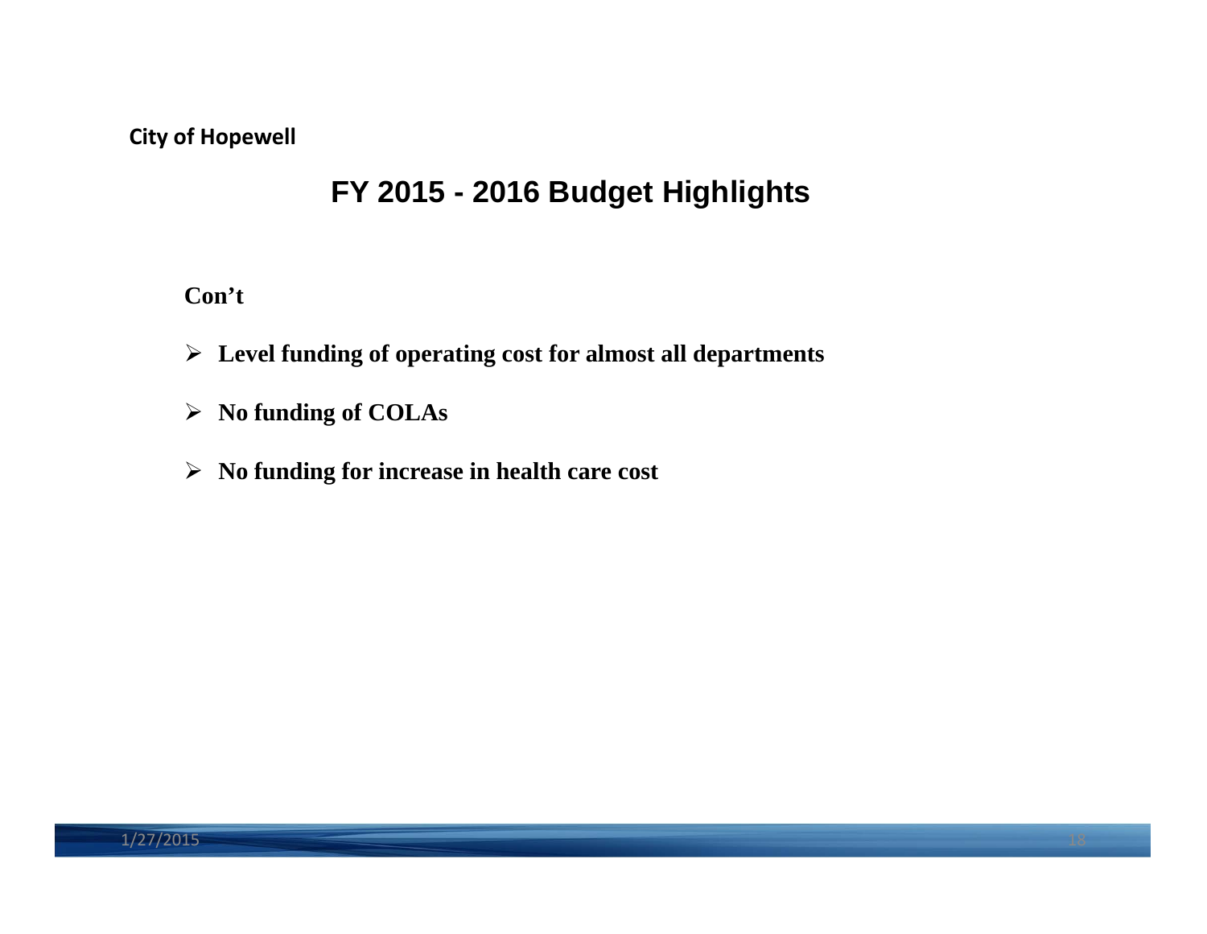City of Hopewell

# FY 2015 - 2016 Budget Highlights

**Con't**

- **Level funding of operating cost for almost all departments**
- **No funding of COLAs**
- **No funding for increase in health care cost**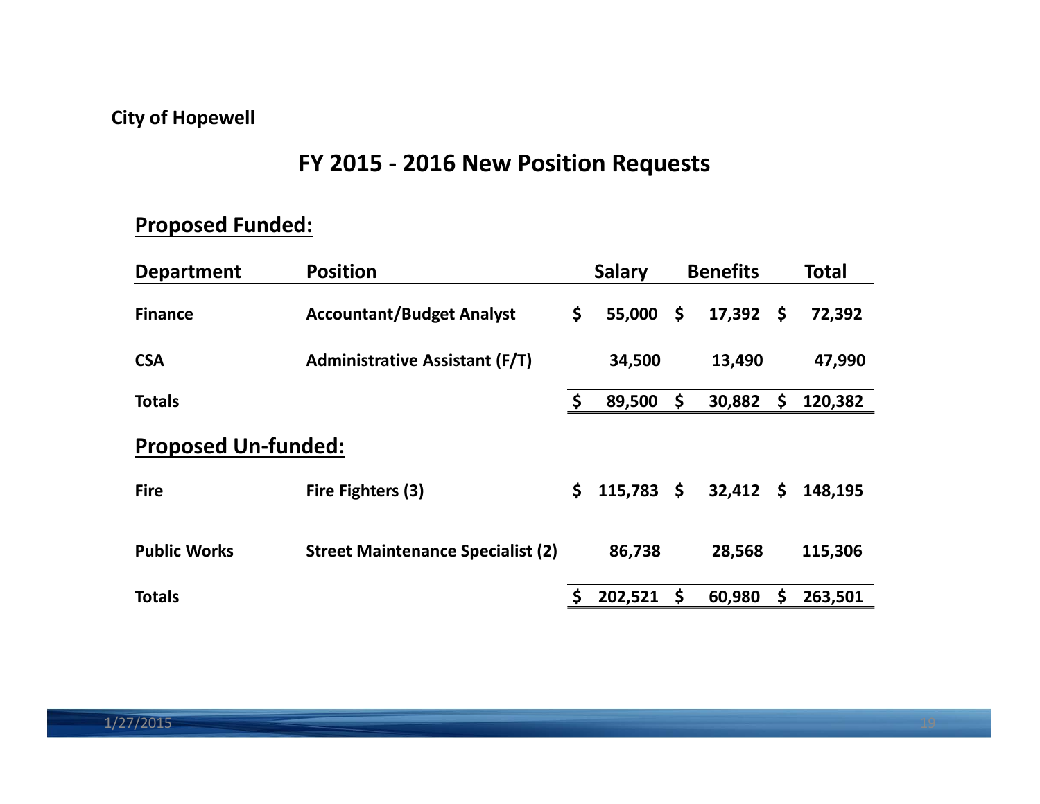City of Hopewell

# FY 2015 - 2016 New Position Requests

## Proposed Funded:

| Department | Position | Salary | Benefits | Total |
|---|---|---|---|---|
| Finance | Accountant/Budget Analyst | $ 55,000 | $ 17,392 | $ 72,392 |
| CSA | Administrative Assistant (F/T) | 34,500 | 13,490 | 47,990 |
| Totals | | $ 89,500 | $ 30,882 | $ 120,382 |

## Proposed Un-funded:

| Department | Position | Salary | Benefits | Total |
|---|---|---|---|---|
| Fire | Fire Fighters (3) | $ 115,783 | $ 32,412 | $ 148,195 |
| Public Works | Street Maintenance Specialist (2) | 86,738 | 28,568 | 115,306 |
| Totals | | $ 202,521 | $ 60,980 | $ 263,501 |

1/27/2015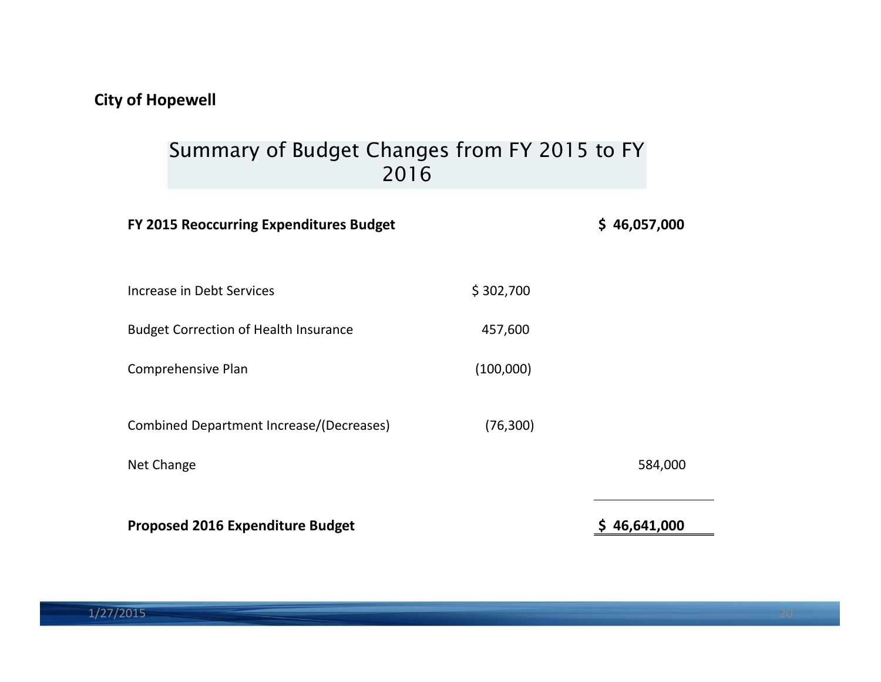**City of Hopewell**

## Summary of Budget Changes from FY 2015 to FY 2016

| | | |
|---|---|---|
| **FY 2015 Reoccurring Expenditures Budget** | | **$ 46,057,000** |
| Increase in Debt Services | $ 302,700 | |
| Budget Correction of Health Insurance | 457,600 | |
| Comprehensive Plan | (100,000) | |
| Combined Department Increase/(Decreases) | (76,300) | |
| Net Change | | 584,000 |
| **Proposed 2016 Expenditure Budget** | | **$ 46,641,000** |

1/27/2015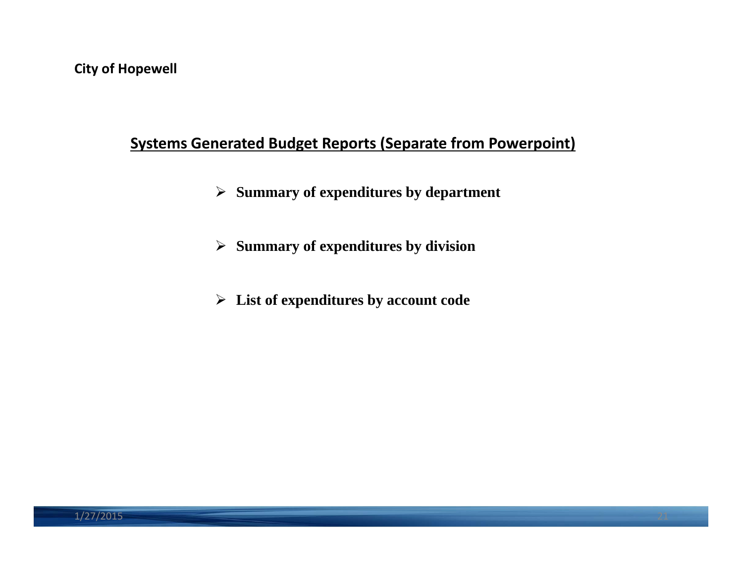City of Hopewell

## Systems Generated Budget Reports (Separate from Powerpoint)

- **Summary of expenditures by department**
- **Summary of expenditures by division**
- **List of expenditures by account code**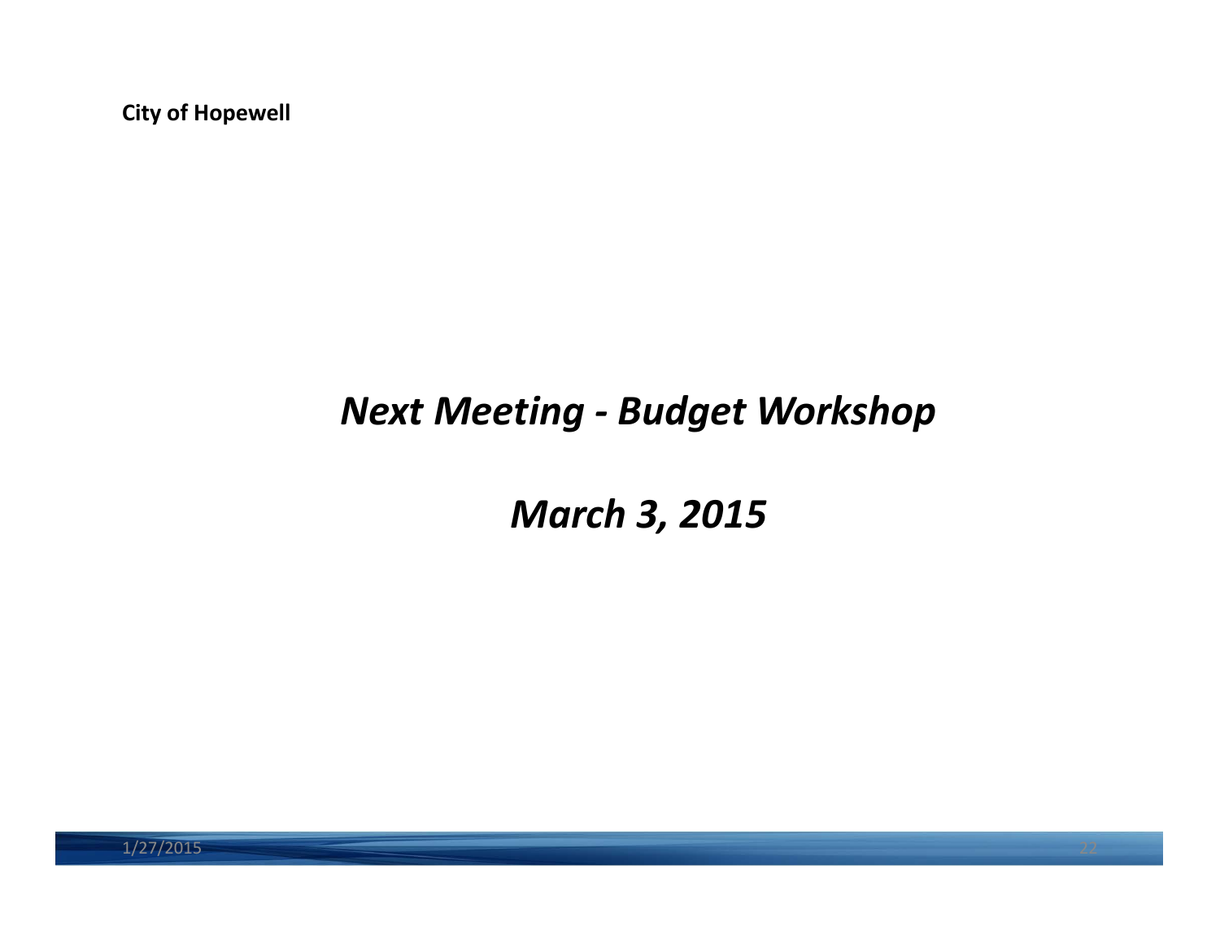# *Next Meeting - Budget Workshop*

# *March 3, 2015*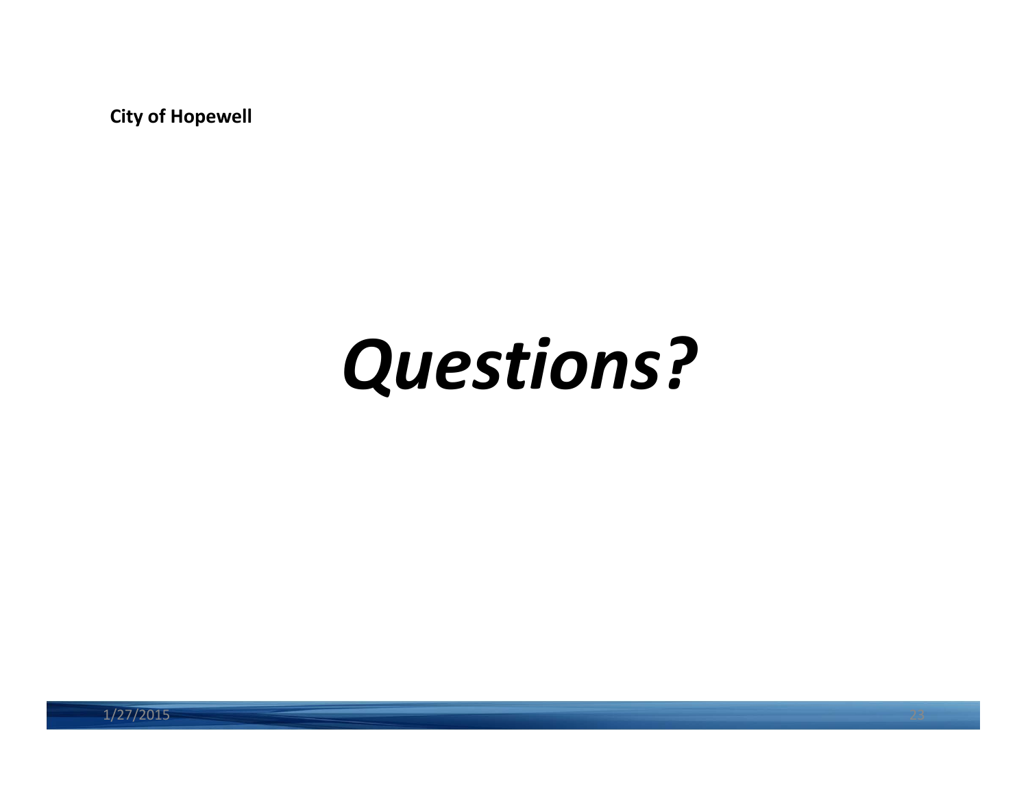**City of Hopewell**

# ***Questions?***